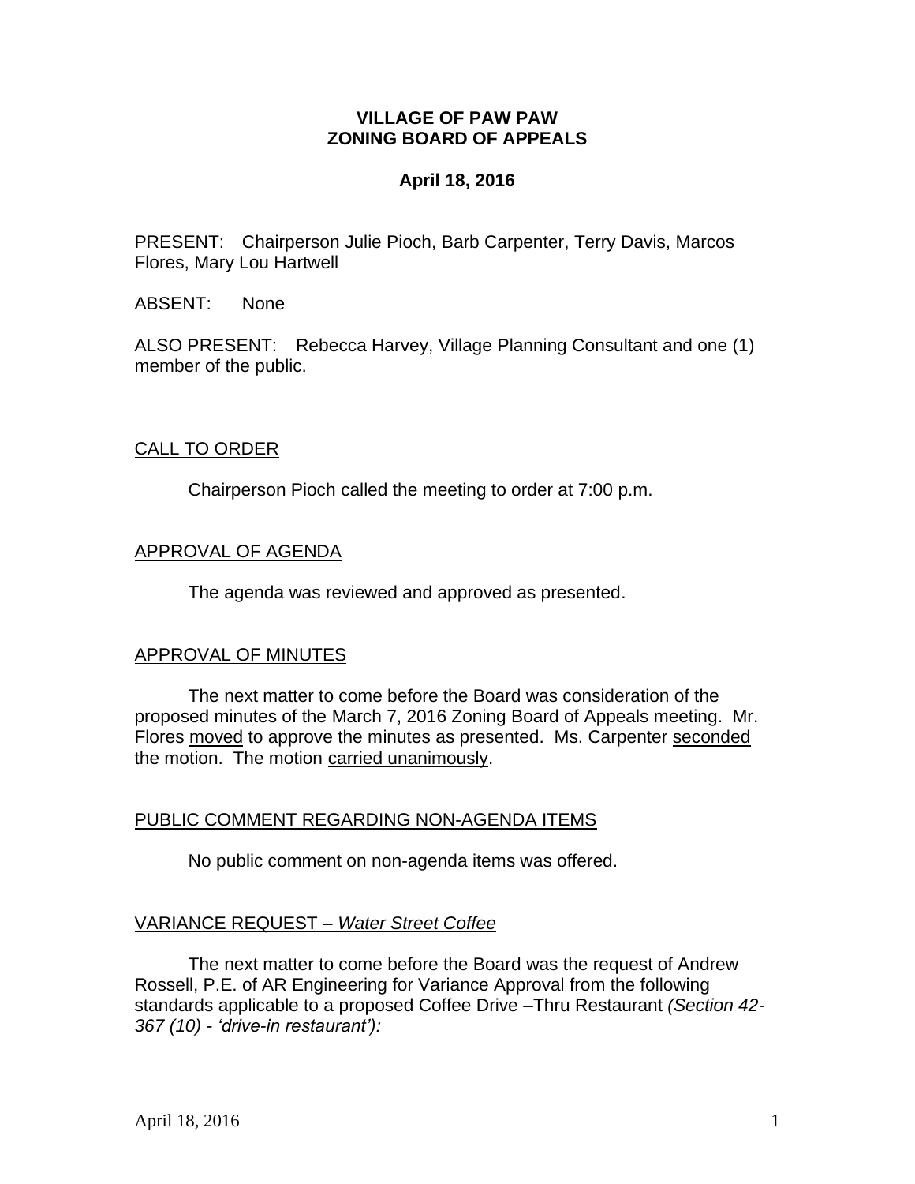**VILLAGE OF PAW PAW**
**ZONING BOARD OF APPEALS**

**April 18, 2016**

PRESENT: Chairperson Julie Pioch, Barb Carpenter, Terry Davis, Marcos Flores, Mary Lou Hartwell

ABSENT: None

ALSO PRESENT: Rebecca Harvey, Village Planning Consultant and one (1) member of the public.

<u>CALL TO ORDER</u>

Chairperson Pioch called the meeting to order at 7:00 p.m.

<u>APPROVAL OF AGENDA</u>

The agenda was reviewed and approved as presented.

<u>APPROVAL OF MINUTES</u>

The next matter to come before the Board was consideration of the proposed minutes of the March 7, 2016 Zoning Board of Appeals meeting. Mr. Flores <u>moved</u> to approve the minutes as presented. Ms. Carpenter <u>seconded</u> the motion. The motion <u>carried unanimously</u>.

<u>PUBLIC COMMENT REGARDING NON-AGENDA ITEMS</u>

No public comment on non-agenda items was offered.

<u>VARIANCE REQUEST – *Water Street Coffee*</u>

The next matter to come before the Board was the request of Andrew Rossell, P.E. of AR Engineering for Variance Approval from the following standards applicable to a proposed Coffee Drive –Thru Restaurant *(Section 42-367 (10) - 'drive-in restaurant'):*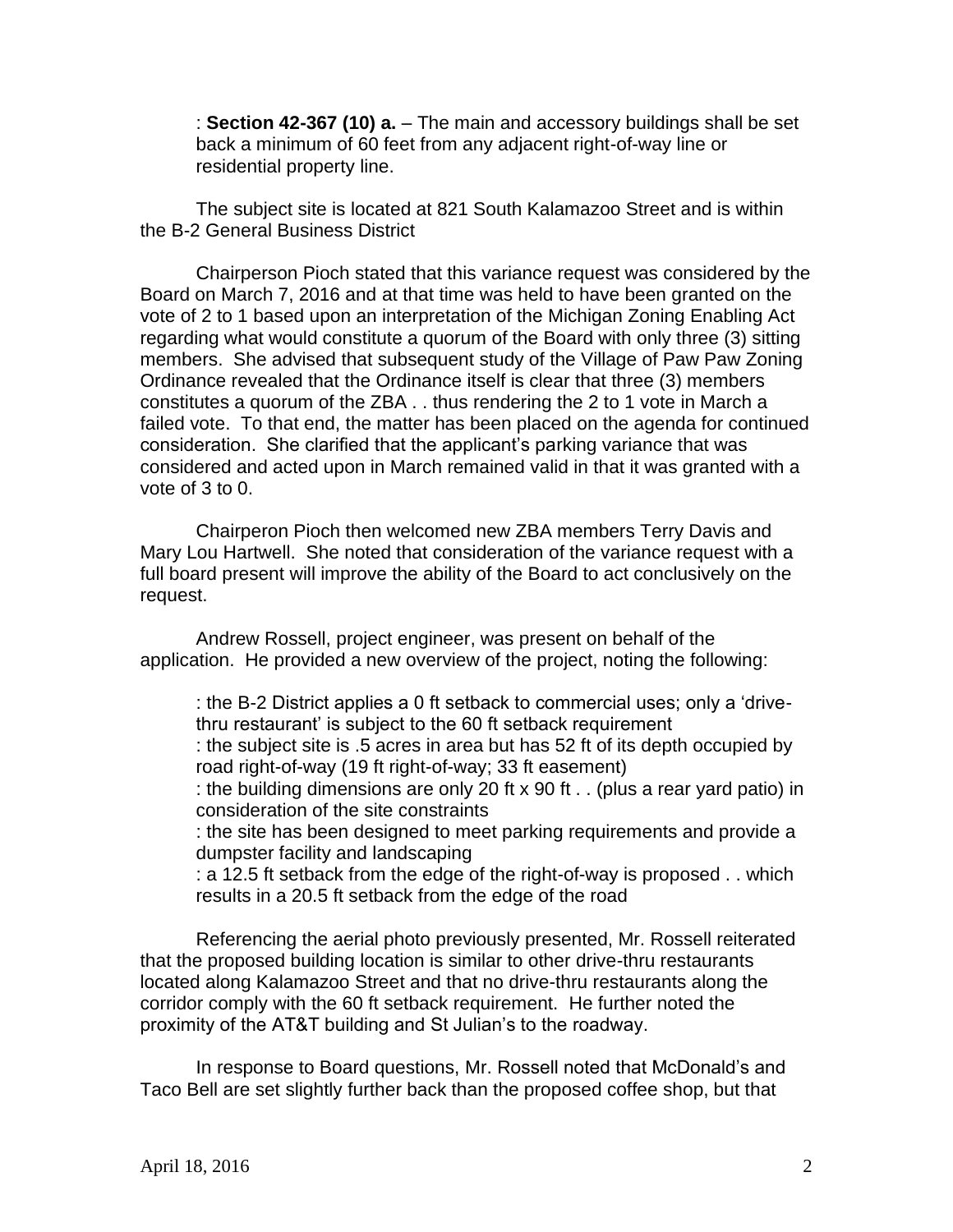: **Section 42-367 (10) a.** – The main and accessory buildings shall be set back a minimum of 60 feet from any adjacent right-of-way line or residential property line.

The subject site is located at 821 South Kalamazoo Street and is within the B-2 General Business District

Chairperson Pioch stated that this variance request was considered by the Board on March 7, 2016 and at that time was held to have been granted on the vote of 2 to 1 based upon an interpretation of the Michigan Zoning Enabling Act regarding what would constitute a quorum of the Board with only three (3) sitting members. She advised that subsequent study of the Village of Paw Paw Zoning Ordinance revealed that the Ordinance itself is clear that three (3) members constitutes a quorum of the ZBA . . thus rendering the 2 to 1 vote in March a failed vote. To that end, the matter has been placed on the agenda for continued consideration. She clarified that the applicant's parking variance that was considered and acted upon in March remained valid in that it was granted with a vote of 3 to 0.

Chairperon Pioch then welcomed new ZBA members Terry Davis and Mary Lou Hartwell. She noted that consideration of the variance request with a full board present will improve the ability of the Board to act conclusively on the request.

Andrew Rossell, project engineer, was present on behalf of the application. He provided a new overview of the project, noting the following:

: the B-2 District applies a 0 ft setback to commercial uses; only a 'drive-thru restaurant' is subject to the 60 ft setback requirement
: the subject site is .5 acres in area but has 52 ft of its depth occupied by road right-of-way (19 ft right-of-way; 33 ft easement)
: the building dimensions are only 20 ft x 90 ft . . (plus a rear yard patio) in consideration of the site constraints
: the site has been designed to meet parking requirements and provide a dumpster facility and landscaping
: a 12.5 ft setback from the edge of the right-of-way is proposed . . which results in a 20.5 ft setback from the edge of the road

Referencing the aerial photo previously presented, Mr. Rossell reiterated that the proposed building location is similar to other drive-thru restaurants located along Kalamazoo Street and that no drive-thru restaurants along the corridor comply with the 60 ft setback requirement. He further noted the proximity of the AT&T building and St Julian's to the roadway.

In response to Board questions, Mr. Rossell noted that McDonald's and Taco Bell are set slightly further back than the proposed coffee shop, but that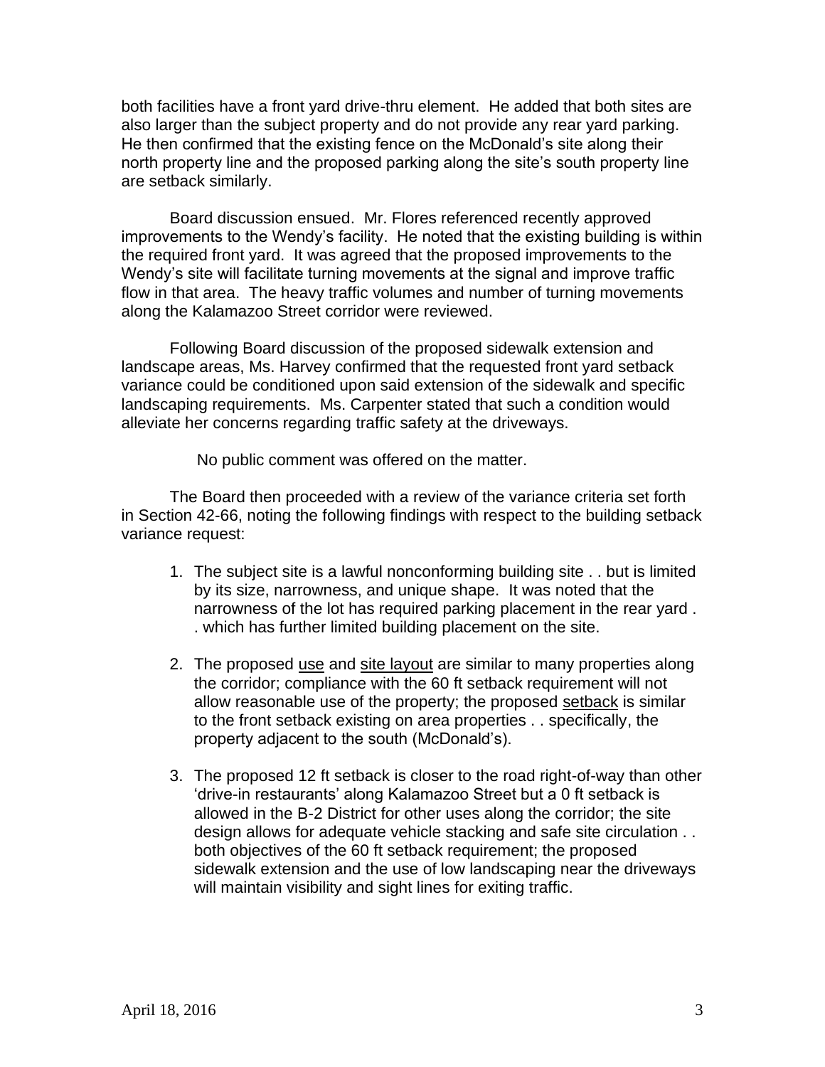both facilities have a front yard drive-thru element. He added that both sites are also larger than the subject property and do not provide any rear yard parking. He then confirmed that the existing fence on the McDonald's site along their north property line and the proposed parking along the site's south property line are setback similarly.

Board discussion ensued. Mr. Flores referenced recently approved improvements to the Wendy's facility. He noted that the existing building is within the required front yard. It was agreed that the proposed improvements to the Wendy's site will facilitate turning movements at the signal and improve traffic flow in that area. The heavy traffic volumes and number of turning movements along the Kalamazoo Street corridor were reviewed.

Following Board discussion of the proposed sidewalk extension and landscape areas, Ms. Harvey confirmed that the requested front yard setback variance could be conditioned upon said extension of the sidewalk and specific landscaping requirements. Ms. Carpenter stated that such a condition would alleviate her concerns regarding traffic safety at the driveways.

No public comment was offered on the matter.

The Board then proceeded with a review of the variance criteria set forth in Section 42-66, noting the following findings with respect to the building setback variance request:

1. The subject site is a lawful nonconforming building site . . but is limited by its size, narrowness, and unique shape. It was noted that the narrowness of the lot has required parking placement in the rear yard . . which has further limited building placement on the site.

2. The proposed <u>use</u> and <u>site layout</u> are similar to many properties along the corridor; compliance with the 60 ft setback requirement will not allow reasonable use of the property; the proposed <u>setback</u> is similar to the front setback existing on area properties . . specifically, the property adjacent to the south (McDonald's).

3. The proposed 12 ft setback is closer to the road right-of-way than other 'drive-in restaurants' along Kalamazoo Street but a 0 ft setback is allowed in the B-2 District for other uses along the corridor; the site design allows for adequate vehicle stacking and safe site circulation . . both objectives of the 60 ft setback requirement; the proposed sidewalk extension and the use of low landscaping near the driveways will maintain visibility and sight lines for exiting traffic.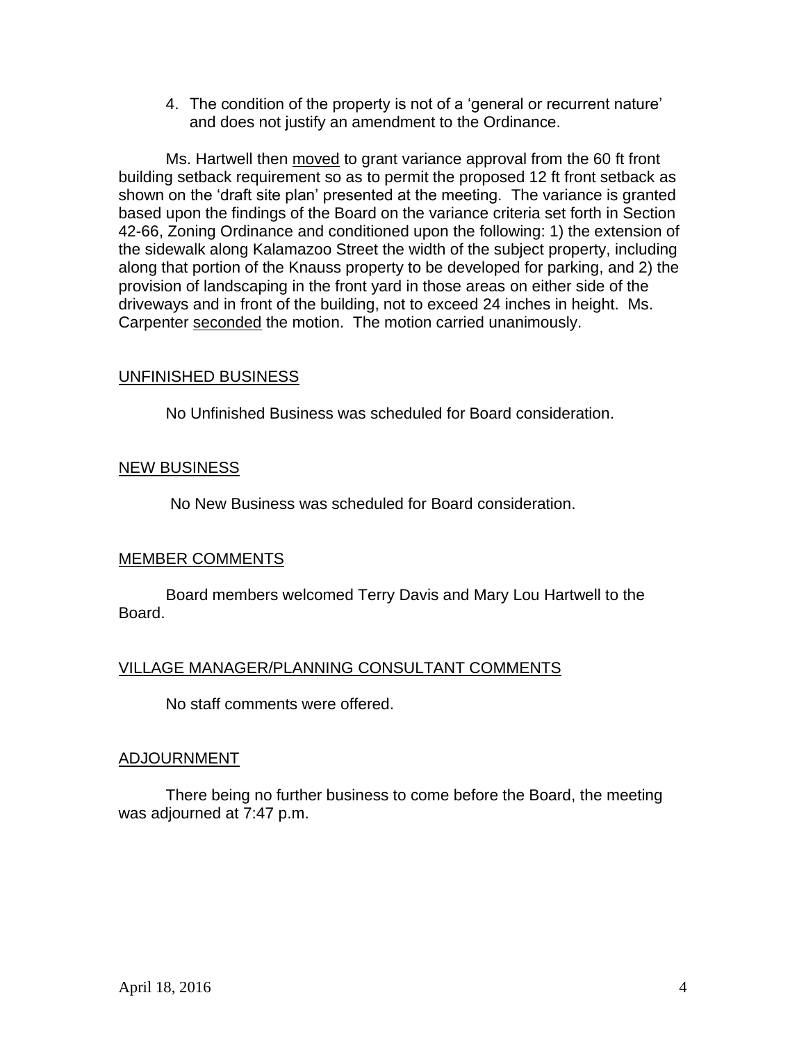4. The condition of the property is not of a 'general or recurrent nature' and does not justify an amendment to the Ordinance.

Ms. Hartwell then moved to grant variance approval from the 60 ft front building setback requirement so as to permit the proposed 12 ft front setback as shown on the 'draft site plan' presented at the meeting. The variance is granted based upon the findings of the Board on the variance criteria set forth in Section 42-66, Zoning Ordinance and conditioned upon the following: 1) the extension of the sidewalk along Kalamazoo Street the width of the subject property, including along that portion of the Knauss property to be developed for parking, and 2) the provision of landscaping in the front yard in those areas on either side of the driveways and in front of the building, not to exceed 24 inches in height. Ms. Carpenter seconded the motion. The motion carried unanimously.

## UNFINISHED BUSINESS

No Unfinished Business was scheduled for Board consideration.

## NEW BUSINESS

No New Business was scheduled for Board consideration.

## MEMBER COMMENTS

Board members welcomed Terry Davis and Mary Lou Hartwell to the Board.

## VILLAGE MANAGER/PLANNING CONSULTANT COMMENTS

No staff comments were offered.

## ADJOURNMENT

There being no further business to come before the Board, the meeting was adjourned at 7:47 p.m.